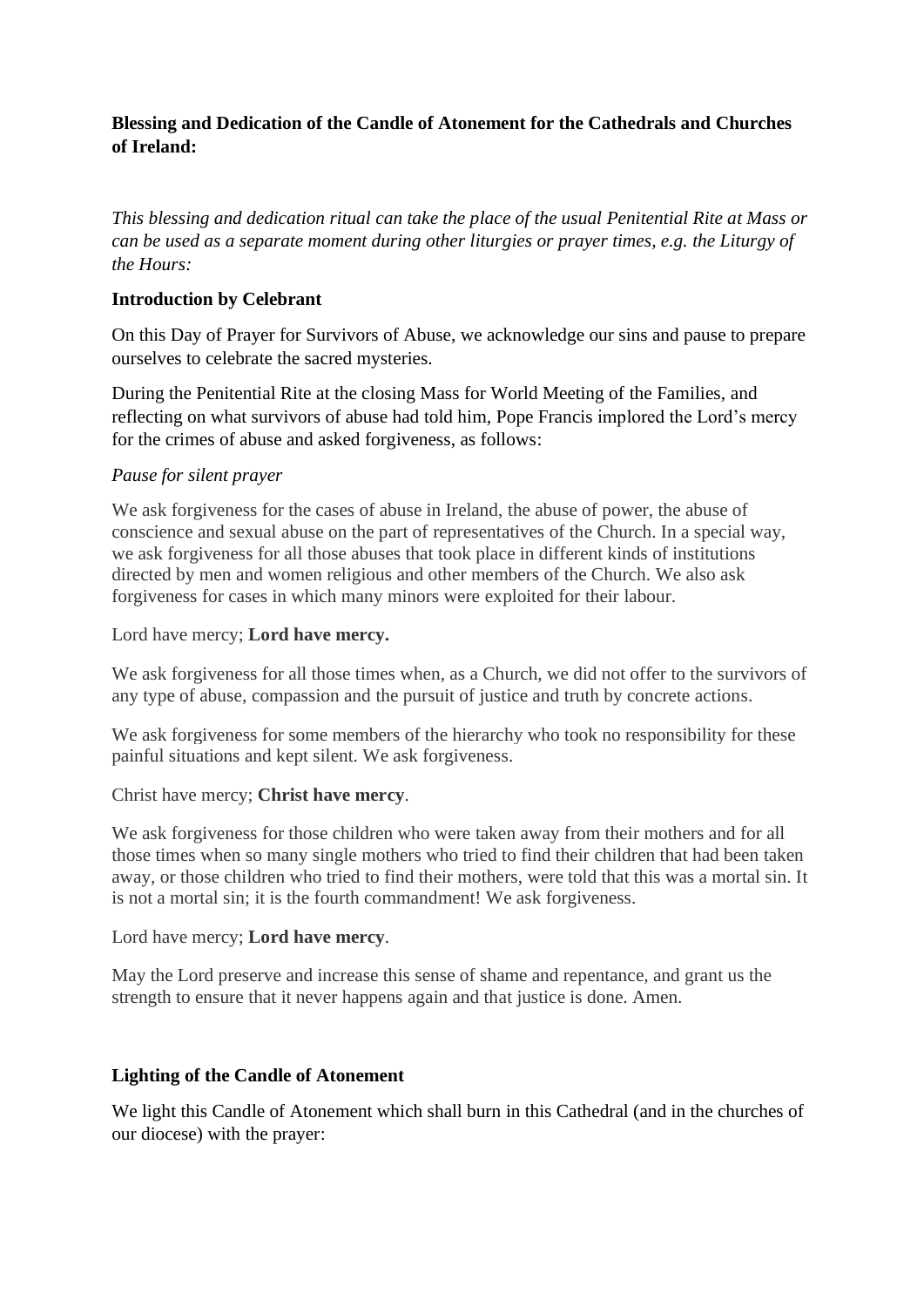**Blessing and Dedication of the Candle of Atonement for the Cathedrals and Churches of Ireland:**

*This blessing and dedication ritual can take the place of the usual Penitential Rite at Mass or can be used as a separate moment during other liturgies or prayer times, e.g. the Liturgy of the Hours:*

**Introduction by Celebrant**

On this Day of Prayer for Survivors of Abuse, we acknowledge our sins and pause to prepare ourselves to celebrate the sacred mysteries.

During the Penitential Rite at the closing Mass for World Meeting of the Families, and reflecting on what survivors of abuse had told him, Pope Francis implored the Lord's mercy for the crimes of abuse and asked forgiveness, as follows:

*Pause for silent prayer*

We ask forgiveness for the cases of abuse in Ireland, the abuse of power, the abuse of conscience and sexual abuse on the part of representatives of the Church. In a special way, we ask forgiveness for all those abuses that took place in different kinds of institutions directed by men and women religious and other members of the Church. We also ask forgiveness for cases in which many minors were exploited for their labour.

Lord have mercy; **Lord have mercy.**

We ask forgiveness for all those times when, as a Church, we did not offer to the survivors of any type of abuse, compassion and the pursuit of justice and truth by concrete actions.

We ask forgiveness for some members of the hierarchy who took no responsibility for these painful situations and kept silent. We ask forgiveness.

Christ have mercy; **Christ have mercy**.

We ask forgiveness for those children who were taken away from their mothers and for all those times when so many single mothers who tried to find their children that had been taken away, or those children who tried to find their mothers, were told that this was a mortal sin. It is not a mortal sin; it is the fourth commandment! We ask forgiveness.

Lord have mercy; **Lord have mercy**.

May the Lord preserve and increase this sense of shame and repentance, and grant us the strength to ensure that it never happens again and that justice is done. Amen.

**Lighting of the Candle of Atonement**

We light this Candle of Atonement which shall burn in this Cathedral (and in the churches of our diocese) with the prayer: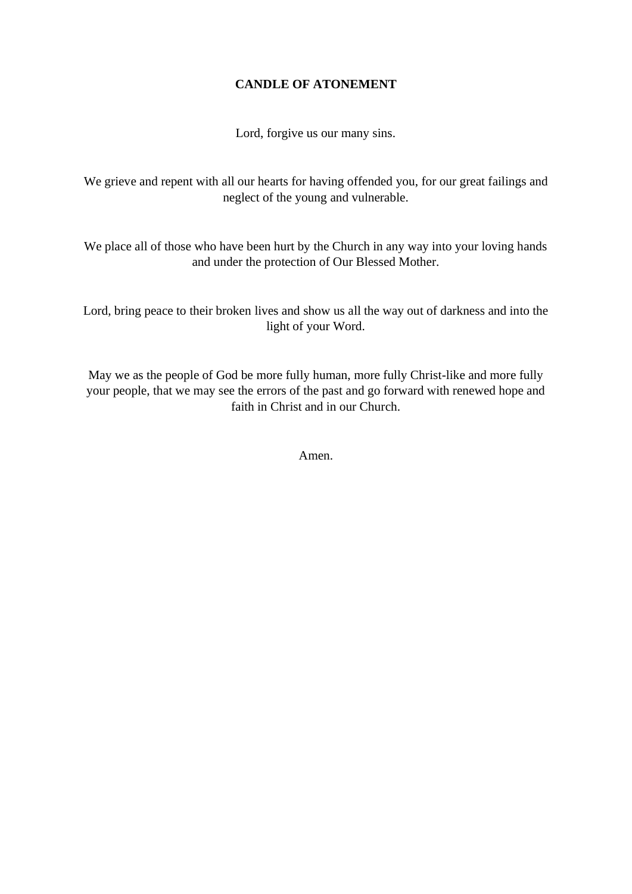**CANDLE OF ATONEMENT**

Lord, forgive us our many sins.

We grieve and repent with all our hearts for having offended you, for our great failings and neglect of the young and vulnerable.

We place all of those who have been hurt by the Church in any way into your loving hands and under the protection of Our Blessed Mother.

Lord, bring peace to their broken lives and show us all the way out of darkness and into the light of your Word.

May we as the people of God be more fully human, more fully Christ-like and more fully your people, that we may see the errors of the past and go forward with renewed hope and faith in Christ and in our Church.

Amen.